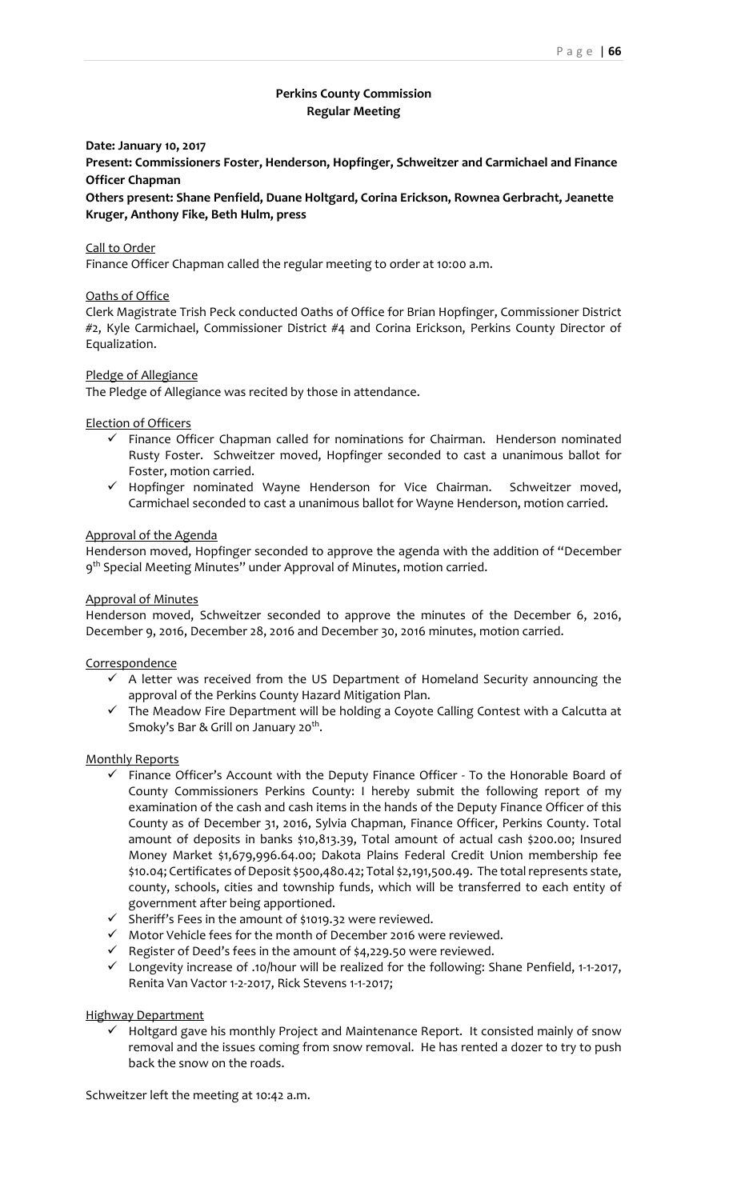**Perkins County Commission**
**Regular Meeting**

**Date: January 10, 2017**

**Present: Commissioners Foster, Henderson, Hopfinger, Schweitzer and Carmichael and Finance Officer Chapman**

**Others present: Shane Penfield, Duane Holtgard, Corina Erickson, Rownea Gerbracht, Jeanette Kruger, Anthony Fike, Beth Hulm, press**

Call to Order

Finance Officer Chapman called the regular meeting to order at 10:00 a.m.

Oaths of Office

Clerk Magistrate Trish Peck conducted Oaths of Office for Brian Hopfinger, Commissioner District #2, Kyle Carmichael, Commissioner District #4 and Corina Erickson, Perkins County Director of Equalization.

Pledge of Allegiance

The Pledge of Allegiance was recited by those in attendance.

Election of Officers

- ✓ Finance Officer Chapman called for nominations for Chairman. Henderson nominated Rusty Foster. Schweitzer moved, Hopfinger seconded to cast a unanimous ballot for Foster, motion carried.
- ✓ Hopfinger nominated Wayne Henderson for Vice Chairman. Schweitzer moved, Carmichael seconded to cast a unanimous ballot for Wayne Henderson, motion carried.

Approval of the Agenda

Henderson moved, Hopfinger seconded to approve the agenda with the addition of "December 9th Special Meeting Minutes" under Approval of Minutes, motion carried.

Approval of Minutes

Henderson moved, Schweitzer seconded to approve the minutes of the December 6, 2016, December 9, 2016, December 28, 2016 and December 30, 2016 minutes, motion carried.

Correspondence

- ✓ A letter was received from the US Department of Homeland Security announcing the approval of the Perkins County Hazard Mitigation Plan.
- ✓ The Meadow Fire Department will be holding a Coyote Calling Contest with a Calcutta at Smoky's Bar & Grill on January 20th.

Monthly Reports

- ✓ Finance Officer's Account with the Deputy Finance Officer - To the Honorable Board of County Commissioners Perkins County: I hereby submit the following report of my examination of the cash and cash items in the hands of the Deputy Finance Officer of this County as of December 31, 2016, Sylvia Chapman, Finance Officer, Perkins County. Total amount of deposits in banks $10,813.39, Total amount of actual cash $200.00; Insured Money Market $1,679,996.64.00; Dakota Plains Federal Credit Union membership fee $10.04; Certificates of Deposit $500,480.42; Total $2,191,500.49. The total represents state, county, schools, cities and township funds, which will be transferred to each entity of government after being apportioned.
- ✓ Sheriff's Fees in the amount of $1019.32 were reviewed.
- ✓ Motor Vehicle fees for the month of December 2016 were reviewed.
- ✓ Register of Deed's fees in the amount of $4,229.50 were reviewed.
- ✓ Longevity increase of .10/hour will be realized for the following: Shane Penfield, 1-1-2017, Renita Van Vactor 1-2-2017, Rick Stevens 1-1-2017;

Highway Department

- ✓ Holtgard gave his monthly Project and Maintenance Report. It consisted mainly of snow removal and the issues coming from snow removal. He has rented a dozer to try to push back the snow on the roads.

Schweitzer left the meeting at 10:42 a.m.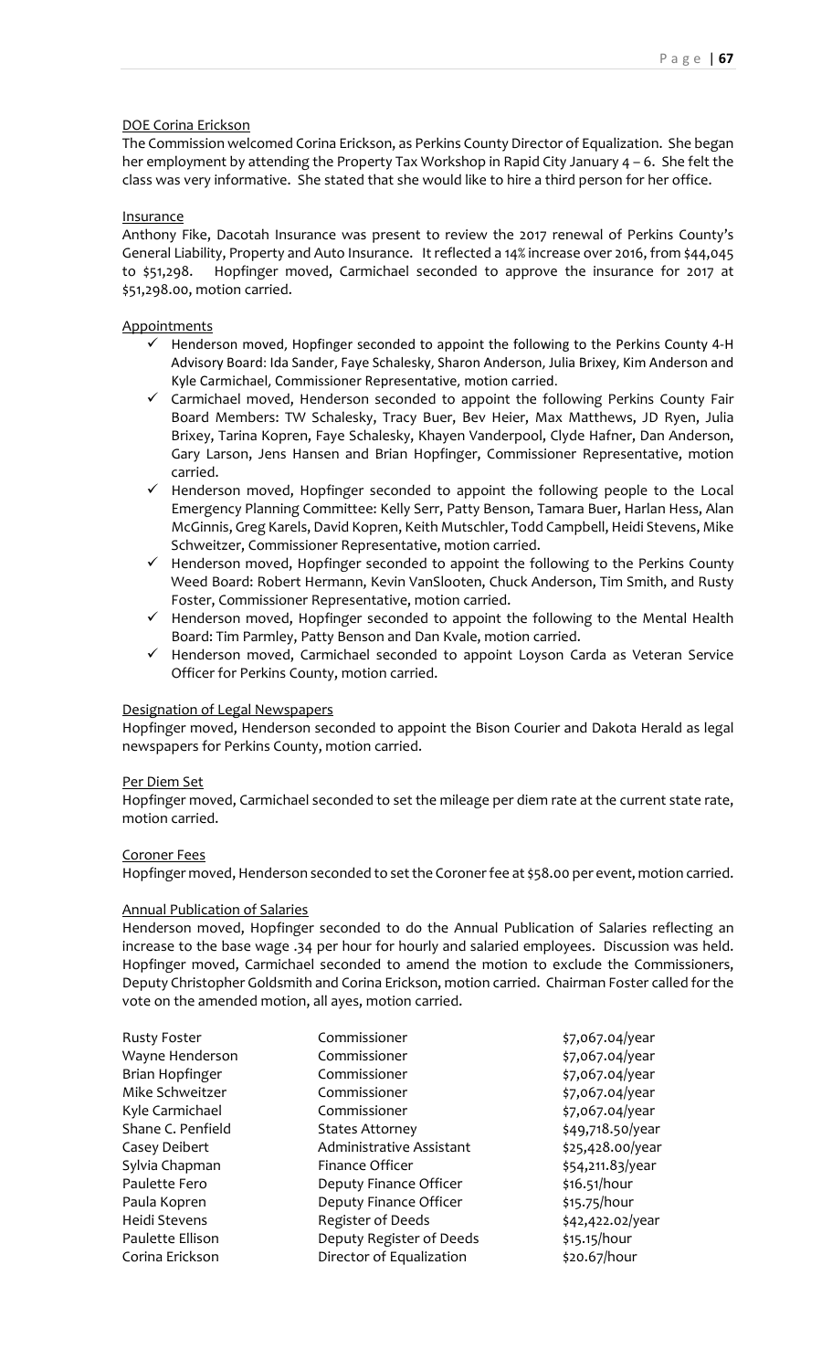DOE Corina Erickson

The Commission welcomed Corina Erickson, as Perkins County Director of Equalization. She began her employment by attending the Property Tax Workshop in Rapid City January 4 – 6. She felt the class was very informative. She stated that she would like to hire a third person for her office.

Insurance

Anthony Fike, Dacotah Insurance was present to review the 2017 renewal of Perkins County's General Liability, Property and Auto Insurance. It reflected a 14% increase over 2016, from $44,045 to $51,298. Hopfinger moved, Carmichael seconded to approve the insurance for 2017 at $51,298.00, motion carried.

Appointments

- ✓ Henderson moved, Hopfinger seconded to appoint the following to the Perkins County 4-H Advisory Board: Ida Sander, Faye Schalesky, Sharon Anderson, Julia Brixey, Kim Anderson and Kyle Carmichael, Commissioner Representative, motion carried.
- ✓ Carmichael moved, Henderson seconded to appoint the following Perkins County Fair Board Members: TW Schalesky, Tracy Buer, Bev Heier, Max Matthews, JD Ryen, Julia Brixey, Tarina Kopren, Faye Schalesky, Khayen Vanderpool, Clyde Hafner, Dan Anderson, Gary Larson, Jens Hansen and Brian Hopfinger, Commissioner Representative, motion carried.
- ✓ Henderson moved, Hopfinger seconded to appoint the following people to the Local Emergency Planning Committee: Kelly Serr, Patty Benson, Tamara Buer, Harlan Hess, Alan McGinnis, Greg Karels, David Kopren, Keith Mutschler, Todd Campbell, Heidi Stevens, Mike Schweitzer, Commissioner Representative, motion carried.
- ✓ Henderson moved, Hopfinger seconded to appoint the following to the Perkins County Weed Board: Robert Hermann, Kevin VanSlooten, Chuck Anderson, Tim Smith, and Rusty Foster, Commissioner Representative, motion carried.
- ✓ Henderson moved, Hopfinger seconded to appoint the following to the Mental Health Board: Tim Parmley, Patty Benson and Dan Kvale, motion carried.
- ✓ Henderson moved, Carmichael seconded to appoint Loyson Carda as Veteran Service Officer for Perkins County, motion carried.

Designation of Legal Newspapers

Hopfinger moved, Henderson seconded to appoint the Bison Courier and Dakota Herald as legal newspapers for Perkins County, motion carried.

Per Diem Set

Hopfinger moved, Carmichael seconded to set the mileage per diem rate at the current state rate, motion carried.

Coroner Fees

Hopfinger moved, Henderson seconded to set the Coroner fee at $58.00 per event, motion carried.

Annual Publication of Salaries

Henderson moved, Hopfinger seconded to do the Annual Publication of Salaries reflecting an increase to the base wage .34 per hour for hourly and salaried employees. Discussion was held. Hopfinger moved, Carmichael seconded to amend the motion to exclude the Commissioners, Deputy Christopher Goldsmith and Corina Erickson, motion carried. Chairman Foster called for the vote on the amended motion, all ayes, motion carried.

| | | |
|---|---|---|
| Rusty Foster | Commissioner | $7,067.04/year |
| Wayne Henderson | Commissioner | $7,067.04/year |
| Brian Hopfinger | Commissioner | $7,067.04/year |
| Mike Schweitzer | Commissioner | $7,067.04/year |
| Kyle Carmichael | Commissioner | $7,067.04/year |
| Shane C. Penfield | States Attorney | $49,718.50/year |
| Casey Deibert | Administrative Assistant | $25,428.00/year |
| Sylvia Chapman | Finance Officer | $54,211.83/year |
| Paulette Fero | Deputy Finance Officer | $16.51/hour |
| Paula Kopren | Deputy Finance Officer | $15.75/hour |
| Heidi Stevens | Register of Deeds | $42,422.02/year |
| Paulette Ellison | Deputy Register of Deeds | $15.15/hour |
| Corina Erickson | Director of Equalization | $20.67/hour |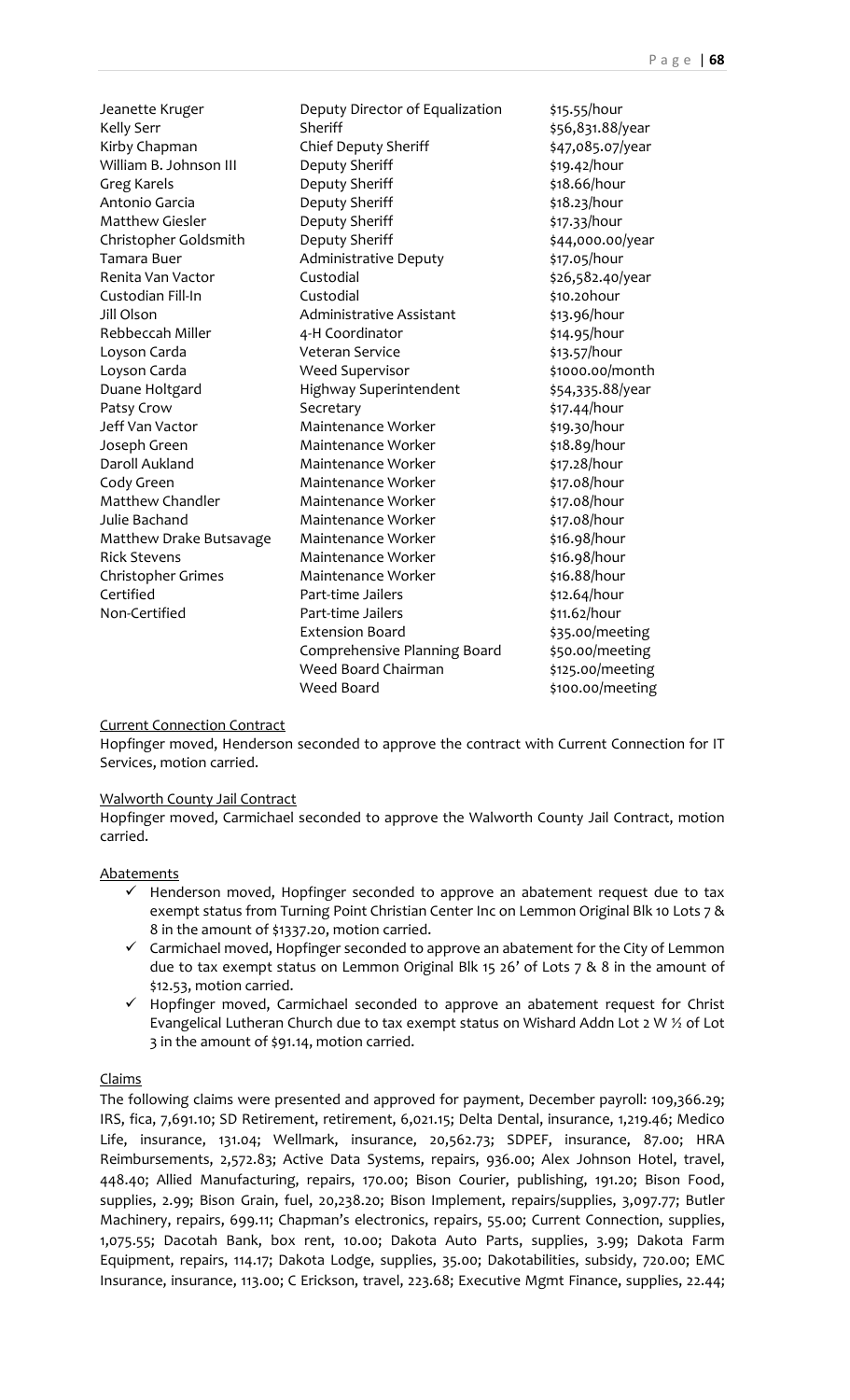| | | |
|---|---|---|
| Jeanette Kruger | Deputy Director of Equalization | $15.55/hour |
| Kelly Serr | Sheriff | $56,831.88/year |
| Kirby Chapman | Chief Deputy Sheriff | $47,085.07/year |
| William B. Johnson III | Deputy Sheriff | $19.42/hour |
| Greg Karels | Deputy Sheriff | $18.66/hour |
| Antonio Garcia | Deputy Sheriff | $18.23/hour |
| Matthew Giesler | Deputy Sheriff | $17.33/hour |
| Christopher Goldsmith | Deputy Sheriff | $44,000.00/year |
| Tamara Buer | Administrative Deputy | $17.05/hour |
| Renita Van Vactor | Custodial | $26,582.40/year |
| Custodian Fill-In | Custodial | $10.20hour |
| Jill Olson | Administrative Assistant | $13.96/hour |
| Rebbeccah Miller | 4-H Coordinator | $14.95/hour |
| Loyson Carda | Veteran Service | $13.57/hour |
| Loyson Carda | Weed Supervisor | $1000.00/month |
| Duane Holtgard | Highway Superintendent | $54,335.88/year |
| Patsy Crow | Secretary | $17.44/hour |
| Jeff Van Vactor | Maintenance Worker | $19.30/hour |
| Joseph Green | Maintenance Worker | $18.89/hour |
| Daroll Aukland | Maintenance Worker | $17.28/hour |
| Cody Green | Maintenance Worker | $17.08/hour |
| Matthew Chandler | Maintenance Worker | $17.08/hour |
| Julie Bachand | Maintenance Worker | $17.08/hour |
| Matthew Drake Butsavage | Maintenance Worker | $16.98/hour |
| Rick Stevens | Maintenance Worker | $16.98/hour |
| Christopher Grimes | Maintenance Worker | $16.88/hour |
| Certified | Part-time Jailers | $12.64/hour |
| Non-Certified | Part-time Jailers | $11.62/hour |
| | Extension Board | $35.00/meeting |
| | Comprehensive Planning Board | $50.00/meeting |
| | Weed Board Chairman | $125.00/meeting |
| | Weed Board | $100.00/meeting |

Current Connection Contract

Hopfinger moved, Henderson seconded to approve the contract with Current Connection for IT Services, motion carried.

Walworth County Jail Contract

Hopfinger moved, Carmichael seconded to approve the Walworth County Jail Contract, motion carried.

Abatements

- ✓ Henderson moved, Hopfinger seconded to approve an abatement request due to tax exempt status from Turning Point Christian Center Inc on Lemmon Original Blk 10 Lots 7 & 8 in the amount of $1337.20, motion carried.
- ✓ Carmichael moved, Hopfinger seconded to approve an abatement for the City of Lemmon due to tax exempt status on Lemmon Original Blk 15 26' of Lots 7 & 8 in the amount of $12.53, motion carried.
- ✓ Hopfinger moved, Carmichael seconded to approve an abatement request for Christ Evangelical Lutheran Church due to tax exempt status on Wishard Addn Lot 2 W ½ of Lot 3 in the amount of $91.14, motion carried.

Claims

The following claims were presented and approved for payment, December payroll: 109,366.29; IRS, fica, 7,691.10; SD Retirement, retirement, 6,021.15; Delta Dental, insurance, 1,219.46; Medico Life, insurance, 131.04; Wellmark, insurance, 20,562.73; SDPEF, insurance, 87.00; HRA Reimbursements, 2,572.83; Active Data Systems, repairs, 936.00; Alex Johnson Hotel, travel, 448.40; Allied Manufacturing, repairs, 170.00; Bison Courier, publishing, 191.20; Bison Food, supplies, 2.99; Bison Grain, fuel, 20,238.20; Bison Implement, repairs/supplies, 3,097.77; Butler Machinery, repairs, 699.11; Chapman's electronics, repairs, 55.00; Current Connection, supplies, 1,075.55; Dacotah Bank, box rent, 10.00; Dakota Auto Parts, supplies, 3.99; Dakota Farm Equipment, repairs, 114.17; Dakota Lodge, supplies, 35.00; Dakotabilities, subsidy, 720.00; EMC Insurance, insurance, 113.00; C Erickson, travel, 223.68; Executive Mgmt Finance, supplies, 22.44;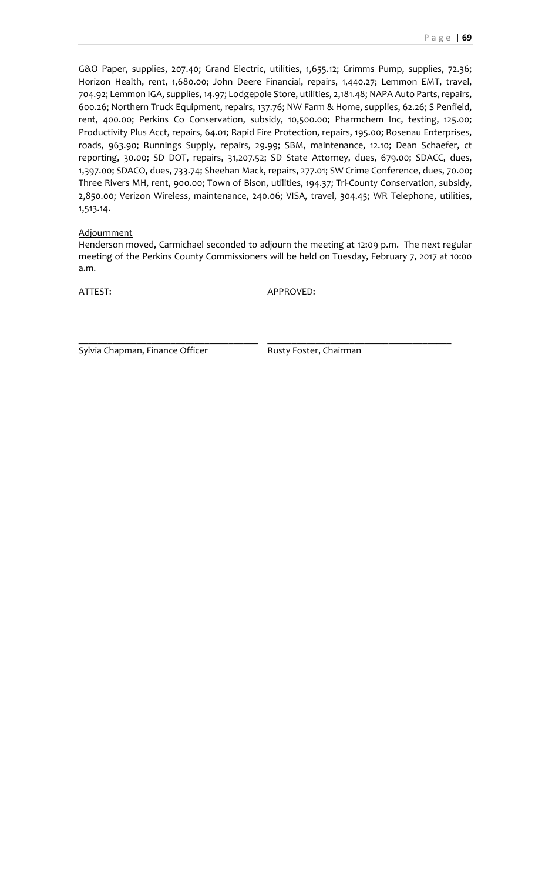G&O Paper, supplies, 207.40; Grand Electric, utilities, 1,655.12; Grimms Pump, supplies, 72.36; Horizon Health, rent, 1,680.00; John Deere Financial, repairs, 1,440.27; Lemmon EMT, travel, 704.92; Lemmon IGA, supplies, 14.97; Lodgepole Store, utilities, 2,181.48; NAPA Auto Parts, repairs, 600.26; Northern Truck Equipment, repairs, 137.76; NW Farm & Home, supplies, 62.26; S Penfield, rent, 400.00; Perkins Co Conservation, subsidy, 10,500.00; Pharmchem Inc, testing, 125.00; Productivity Plus Acct, repairs, 64.01; Rapid Fire Protection, repairs, 195.00; Rosenau Enterprises, roads, 963.90; Runnings Supply, repairs, 29.99; SBM, maintenance, 12.10; Dean Schaefer, ct reporting, 30.00; SD DOT, repairs, 31,207.52; SD State Attorney, dues, 679.00; SDACC, dues, 1,397.00; SDACO, dues, 733.74; Sheehan Mack, repairs, 277.01; SW Crime Conference, dues, 70.00; Three Rivers MH, rent, 900.00; Town of Bison, utilities, 194.37; Tri-County Conservation, subsidy, 2,850.00; Verizon Wireless, maintenance, 240.06; VISA, travel, 304.45; WR Telephone, utilities, 1,513.14.

Adjournment

Henderson moved, Carmichael seconded to adjourn the meeting at 12:09 p.m. The next regular meeting of the Perkins County Commissioners will be held on Tuesday, February 7, 2017 at 10:00 a.m.

ATTEST: APPROVED:

_____________________________________ _____________________________________

Sylvia Chapman, Finance Officer Rusty Foster, Chairman